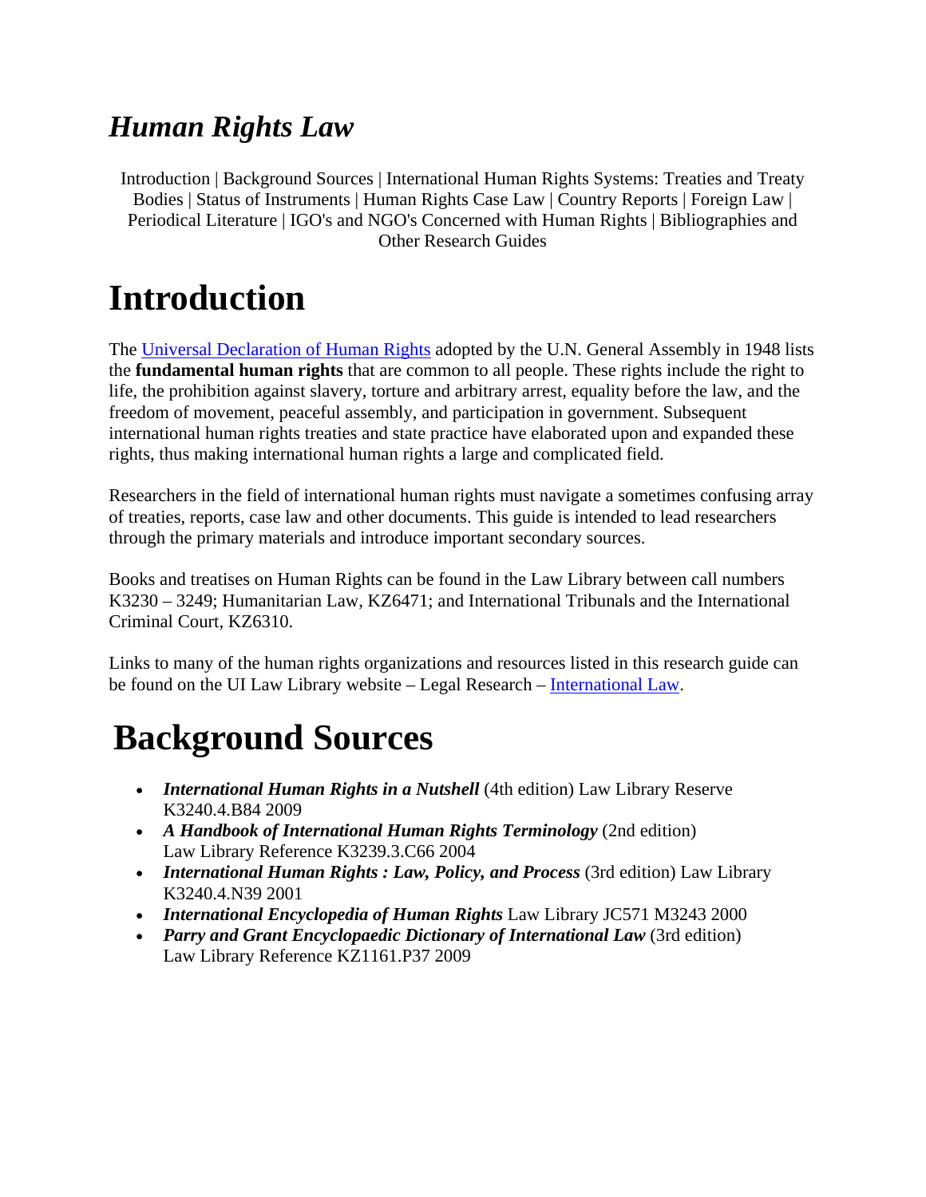# *Human Rights Law*

Introduction | Background Sources | International Human Rights Systems: Treaties and Treaty Bodies | Status of Instruments | Human Rights Case Law | Country Reports | Foreign Law | Periodical Literature | IGO's and NGO's Concerned with Human Rights | Bibliographies and Other Research Guides

# Introduction

The Universal Declaration of Human Rights adopted by the U.N. General Assembly in 1948 lists the **fundamental human rights** that are common to all people. These rights include the right to life, the prohibition against slavery, torture and arbitrary arrest, equality before the law, and the freedom of movement, peaceful assembly, and participation in government. Subsequent international human rights treaties and state practice have elaborated upon and expanded these rights, thus making international human rights a large and complicated field.

Researchers in the field of international human rights must navigate a sometimes confusing array of treaties, reports, case law and other documents. This guide is intended to lead researchers through the primary materials and introduce important secondary sources.

Books and treatises on Human Rights can be found in the Law Library between call numbers K3230 – 3249; Humanitarian Law, KZ6471; and International Tribunals and the International Criminal Court, KZ6310.

Links to many of the human rights organizations and resources listed in this research guide can be found on the UI Law Library website – Legal Research – International Law.

# Background Sources

- ***International Human Rights in a Nutshell*** (4th edition) Law Library Reserve K3240.4.B84 2009
- ***A Handbook of International Human Rights Terminology*** (2nd edition) Law Library Reference K3239.3.C66 2004
- ***International Human Rights : Law, Policy, and Process*** (3rd edition) Law Library K3240.4.N39 2001
- ***International Encyclopedia of Human Rights*** Law Library JC571 M3243 2000
- ***Parry and Grant Encyclopaedic Dictionary of International Law*** (3rd edition) Law Library Reference KZ1161.P37 2009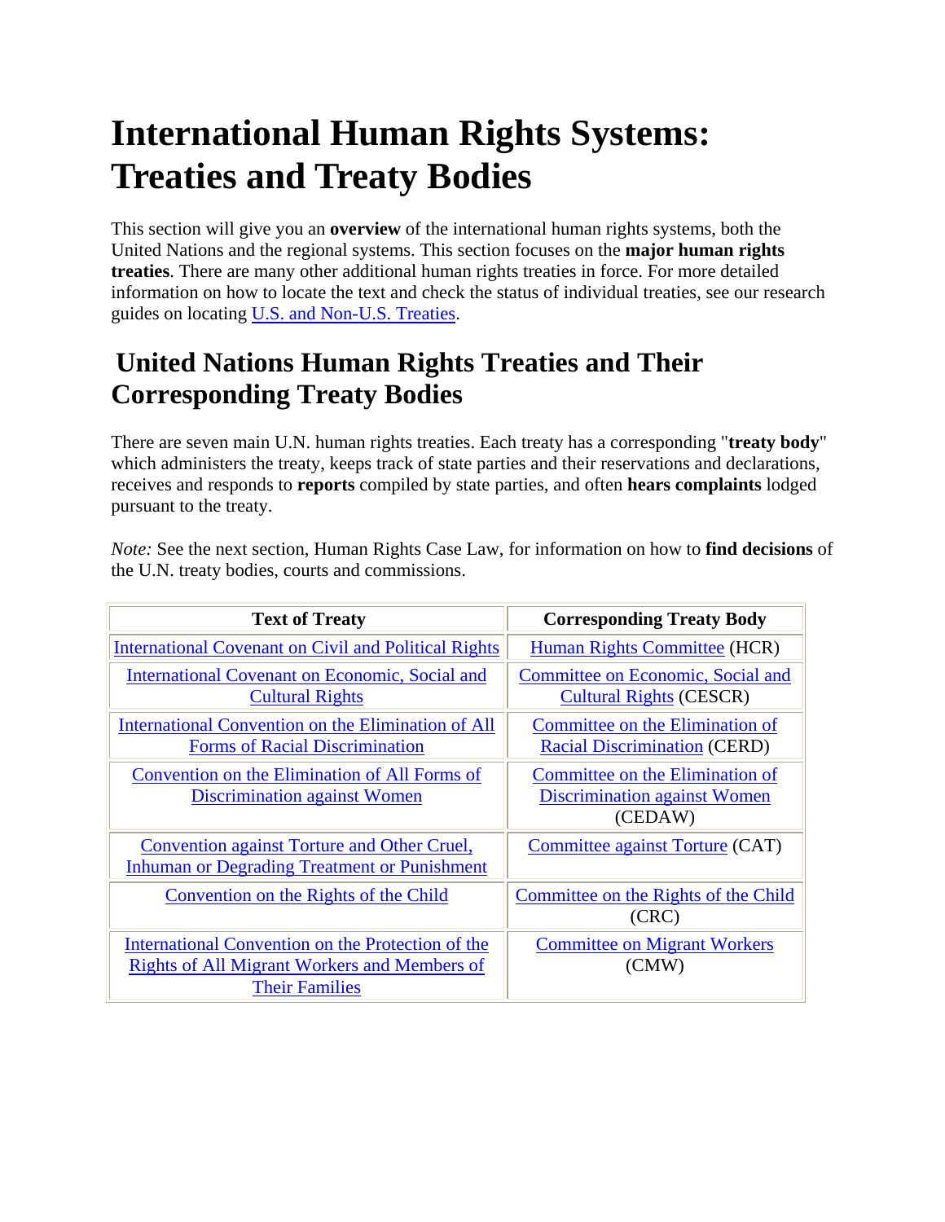# International Human Rights Systems: Treaties and Treaty Bodies

This section will give you an **overview** of the international human rights systems, both the United Nations and the regional systems. This section focuses on the **major human rights treaties**. There are many other additional human rights treaties in force. For more detailed information on how to locate the text and check the status of individual treaties, see our research guides on locating U.S. and Non-U.S. Treaties.

## United Nations Human Rights Treaties and Their Corresponding Treaty Bodies

There are seven main U.N. human rights treaties. Each treaty has a corresponding "**treaty body**" which administers the treaty, keeps track of state parties and their reservations and declarations, receives and responds to **reports** compiled by state parties, and often **hears complaints** lodged pursuant to the treaty.

*Note:* See the next section, Human Rights Case Law, for information on how to **find decisions** of the U.N. treaty bodies, courts and commissions.

| Text of Treaty | Corresponding Treaty Body |
| --- | --- |
| International Covenant on Civil and Political Rights | Human Rights Committee (HCR) |
| International Covenant on Economic, Social and Cultural Rights | Committee on Economic, Social and Cultural Rights (CESCR) |
| International Convention on the Elimination of All Forms of Racial Discrimination | Committee on the Elimination of Racial Discrimination (CERD) |
| Convention on the Elimination of All Forms of Discrimination against Women | Committee on the Elimination of Discrimination against Women (CEDAW) |
| Convention against Torture and Other Cruel, Inhuman or Degrading Treatment or Punishment | Committee against Torture (CAT) |
| Convention on the Rights of the Child | Committee on the Rights of the Child (CRC) |
| International Convention on the Protection of the Rights of All Migrant Workers and Members of Their Families | Committee on Migrant Workers (CMW) |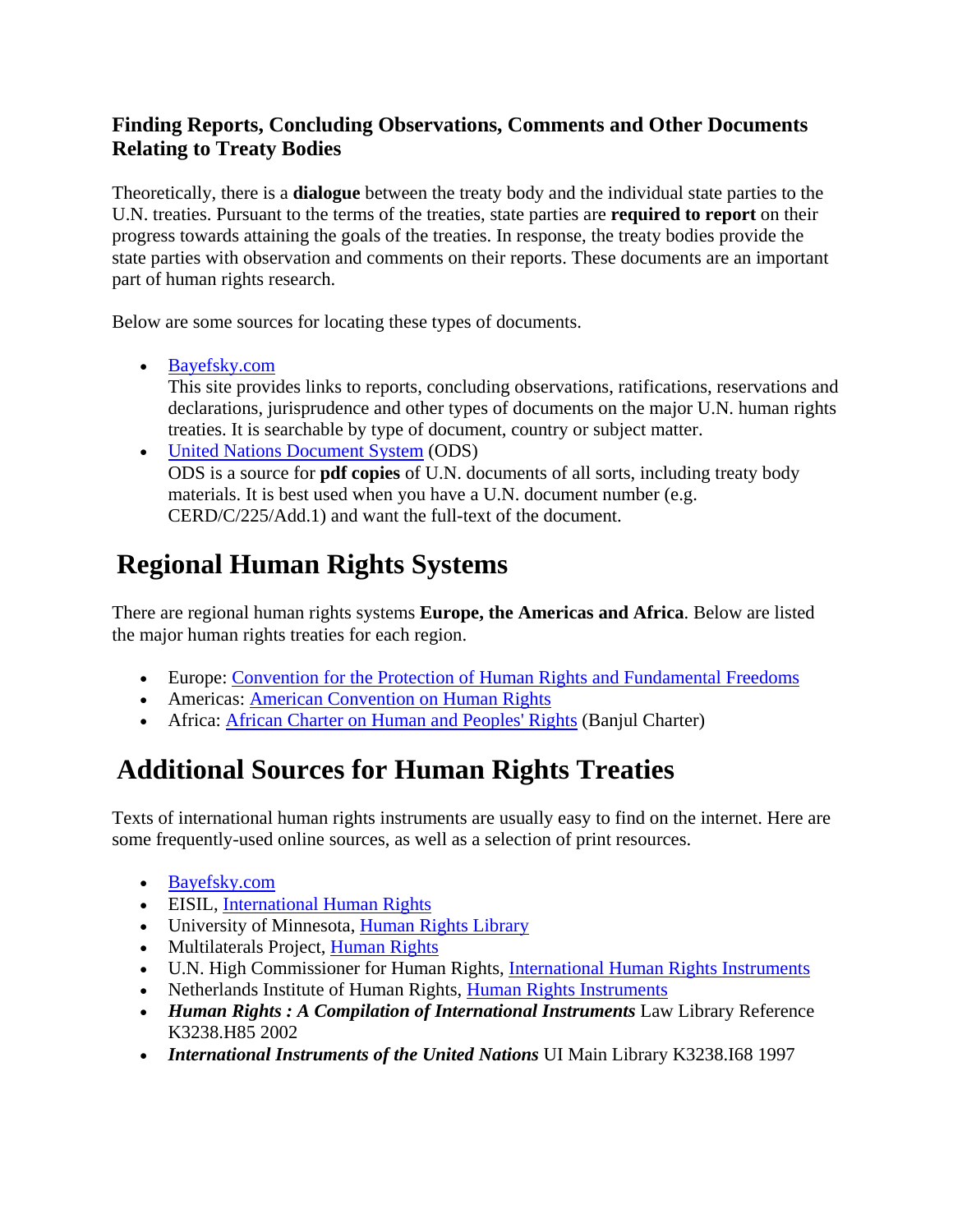### Finding Reports, Concluding Observations, Comments and Other Documents Relating to Treaty Bodies

Theoretically, there is a **dialogue** between the treaty body and the individual state parties to the U.N. treaties. Pursuant to the terms of the treaties, state parties are **required to report** on their progress towards attaining the goals of the treaties. In response, the treaty bodies provide the state parties with observation and comments on their reports. These documents are an important part of human rights research.

Below are some sources for locating these types of documents.

- Bayefsky.com
  This site provides links to reports, concluding observations, ratifications, reservations and declarations, jurisprudence and other types of documents on the major U.N. human rights treaties. It is searchable by type of document, country or subject matter.
- United Nations Document System (ODS)
  ODS is a source for **pdf copies** of U.N. documents of all sorts, including treaty body materials. It is best used when you have a U.N. document number (e.g. CERD/C/225/Add.1) and want the full-text of the document.

## Regional Human Rights Systems

There are regional human rights systems **Europe, the Americas and Africa**. Below are listed the major human rights treaties for each region.

- Europe: Convention for the Protection of Human Rights and Fundamental Freedoms
- Americas: American Convention on Human Rights
- Africa: African Charter on Human and Peoples' Rights (Banjul Charter)

## Additional Sources for Human Rights Treaties

Texts of international human rights instruments are usually easy to find on the internet. Here are some frequently-used online sources, as well as a selection of print resources.

- Bayefsky.com
- EISIL, International Human Rights
- University of Minnesota, Human Rights Library
- Multilaterals Project, Human Rights
- U.N. High Commissioner for Human Rights, International Human Rights Instruments
- Netherlands Institute of Human Rights, Human Rights Instruments
- ***Human Rights : A Compilation of International Instruments*** Law Library Reference K3238.H85 2002
- ***International Instruments of the United Nations*** UI Main Library K3238.I68 1997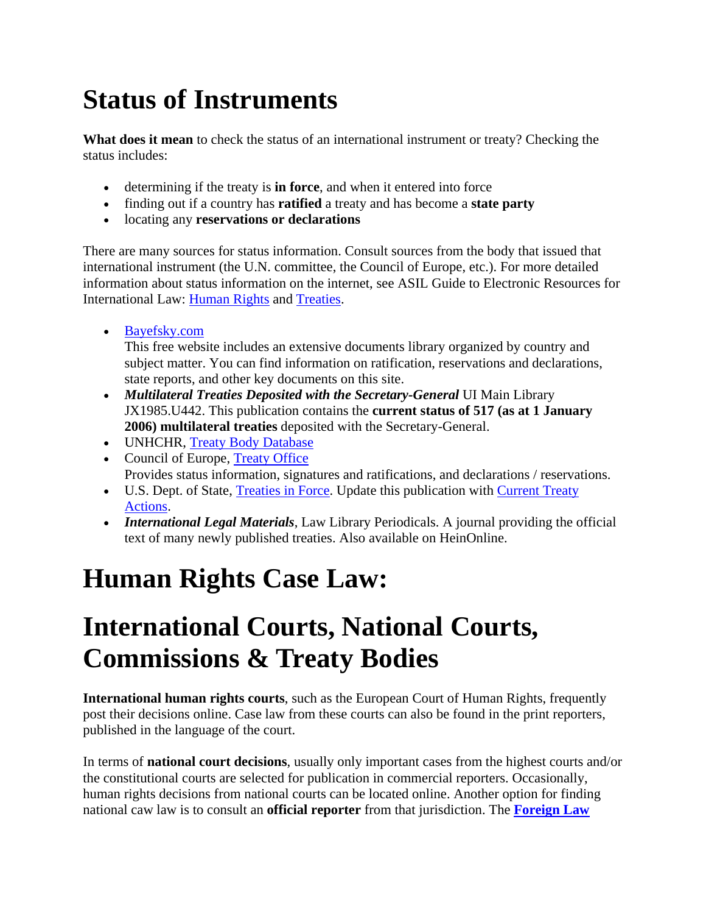# Status of Instruments

**What does it mean** to check the status of an international instrument or treaty? Checking the status includes:

- determining if the treaty is **in force**, and when it entered into force
- finding out if a country has **ratified** a treaty and has become a **state party**
- locating any **reservations or declarations**

There are many sources for status information. Consult sources from the body that issued that international instrument (the U.N. committee, the Council of Europe, etc.). For more detailed information about status information on the internet, see ASIL Guide to Electronic Resources for International Law: Human Rights and Treaties.

- Bayefsky.com
  This free website includes an extensive documents library organized by country and subject matter. You can find information on ratification, reservations and declarations, state reports, and other key documents on this site.
- ***Multilateral Treaties Deposited with the Secretary-General*** UI Main Library JX1985.U442. This publication contains the **current status of 517 (as at 1 January 2006) multilateral treaties** deposited with the Secretary-General.
- UNHCHR, Treaty Body Database
- Council of Europe, Treaty Office
  Provides status information, signatures and ratifications, and declarations / reservations.
- U.S. Dept. of State, Treaties in Force. Update this publication with Current Treaty Actions.
- ***International Legal Materials***, Law Library Periodicals. A journal providing the official text of many newly published treaties. Also available on HeinOnline.

# Human Rights Case Law:

# International Courts, National Courts, Commissions & Treaty Bodies

**International human rights courts**, such as the European Court of Human Rights, frequently post their decisions online. Case law from these courts can also be found in the print reporters, published in the language of the court.

In terms of **national court decisions**, usually only important cases from the highest courts and/or the constitutional courts are selected for publication in commercial reporters. Occasionally, human rights decisions from national courts can be located online. Another option for finding national caw law is to consult an **official reporter** from that jurisdiction. The **Foreign Law**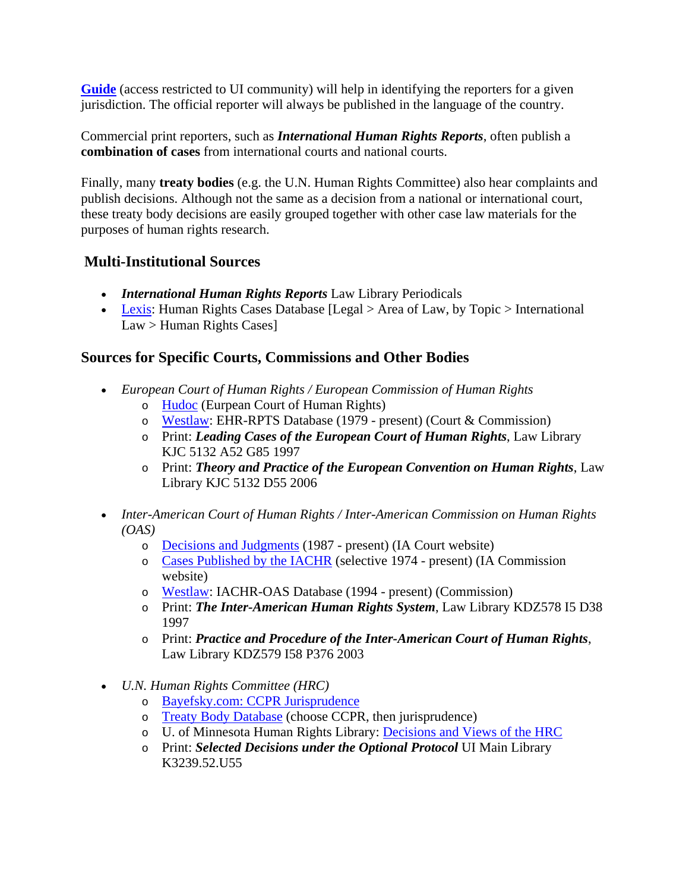**Guide** (access restricted to UI community) will help in identifying the reporters for a given jurisdiction. The official reporter will always be published in the language of the country.

Commercial print reporters, such as ***International Human Rights Reports***, often publish a **combination of cases** from international courts and national courts.

Finally, many **treaty bodies** (e.g. the U.N. Human Rights Committee) also hear complaints and publish decisions. Although not the same as a decision from a national or international court, these treaty body decisions are easily grouped together with other case law materials for the purposes of human rights research.

### Multi-Institutional Sources

- ***International Human Rights Reports*** Law Library Periodicals
- Lexis: Human Rights Cases Database [Legal > Area of Law, by Topic > International Law > Human Rights Cases]

### Sources for Specific Courts, Commissions and Other Bodies

- *European Court of Human Rights / European Commission of Human Rights*
  - Hudoc (Eurpean Court of Human Rights)
  - Westlaw: EHR-RPTS Database (1979 - present) (Court & Commission)
  - Print: ***Leading Cases of the European Court of Human Rights***, Law Library KJC 5132 A52 G85 1997
  - Print: ***Theory and Practice of the European Convention on Human Rights***, Law Library KJC 5132 D55 2006

- *Inter-American Court of Human Rights / Inter-American Commission on Human Rights (OAS)*
  - Decisions and Judgments (1987 - present) (IA Court website)
  - Cases Published by the IACHR (selective 1974 - present) (IA Commission website)
  - Westlaw: IACHR-OAS Database (1994 - present) (Commission)
  - Print: ***The Inter-American Human Rights System***, Law Library KDZ578 I5 D38 1997
  - Print: ***Practice and Procedure of the Inter-American Court of Human Rights***, Law Library KDZ579 I58 P376 2003

- *U.N. Human Rights Committee (HRC)*
  - Bayefsky.com: CCPR Jurisprudence
  - Treaty Body Database (choose CCPR, then jurisprudence)
  - U. of Minnesota Human Rights Library: Decisions and Views of the HRC
  - Print: ***Selected Decisions under the Optional Protocol*** UI Main Library K3239.52.U55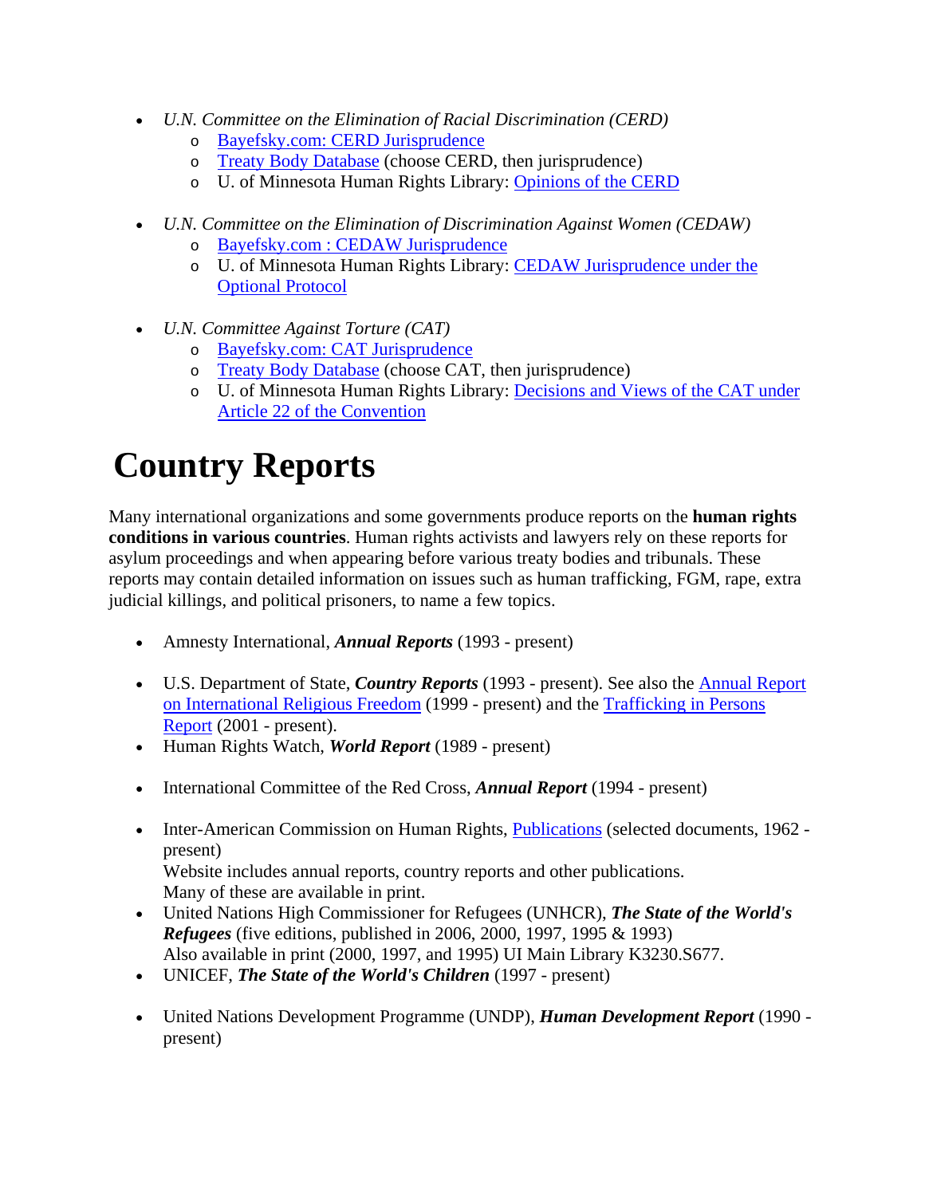- *U.N. Committee on the Elimination of Racial Discrimination (CERD)*
  - Bayefsky.com: CERD Jurisprudence
  - Treaty Body Database (choose CERD, then jurisprudence)
  - U. of Minnesota Human Rights Library: Opinions of the CERD

- *U.N. Committee on the Elimination of Discrimination Against Women (CEDAW)*
  - Bayefsky.com : CEDAW Jurisprudence
  - U. of Minnesota Human Rights Library: CEDAW Jurisprudence under the Optional Protocol

- *U.N. Committee Against Torture (CAT)*
  - Bayefsky.com: CAT Jurisprudence
  - Treaty Body Database (choose CAT, then jurisprudence)
  - U. of Minnesota Human Rights Library: Decisions and Views of the CAT under Article 22 of the Convention

# Country Reports

Many international organizations and some governments produce reports on the **human rights conditions in various countries**. Human rights activists and lawyers rely on these reports for asylum proceedings and when appearing before various treaty bodies and tribunals. These reports may contain detailed information on issues such as human trafficking, FGM, rape, extra judicial killings, and political prisoners, to name a few topics.

- Amnesty International, ***Annual Reports*** (1993 - present)

- U.S. Department of State, ***Country Reports*** (1993 - present). See also the Annual Report on International Religious Freedom (1999 - present) and the Trafficking in Persons Report (2001 - present).
- Human Rights Watch, ***World Report*** (1989 - present)

- International Committee of the Red Cross, ***Annual Report*** (1994 - present)

- Inter-American Commission on Human Rights, Publications (selected documents, 1962 - present)
  Website includes annual reports, country reports and other publications.
  Many of these are available in print.
- United Nations High Commissioner for Refugees (UNHCR), ***The State of the World's Refugees*** (five editions, published in 2006, 2000, 1997, 1995 & 1993)
  Also available in print (2000, 1997, and 1995) UI Main Library K3230.S677.
- UNICEF, ***The State of the World's Children*** (1997 - present)

- United Nations Development Programme (UNDP), ***Human Development Report*** (1990 - present)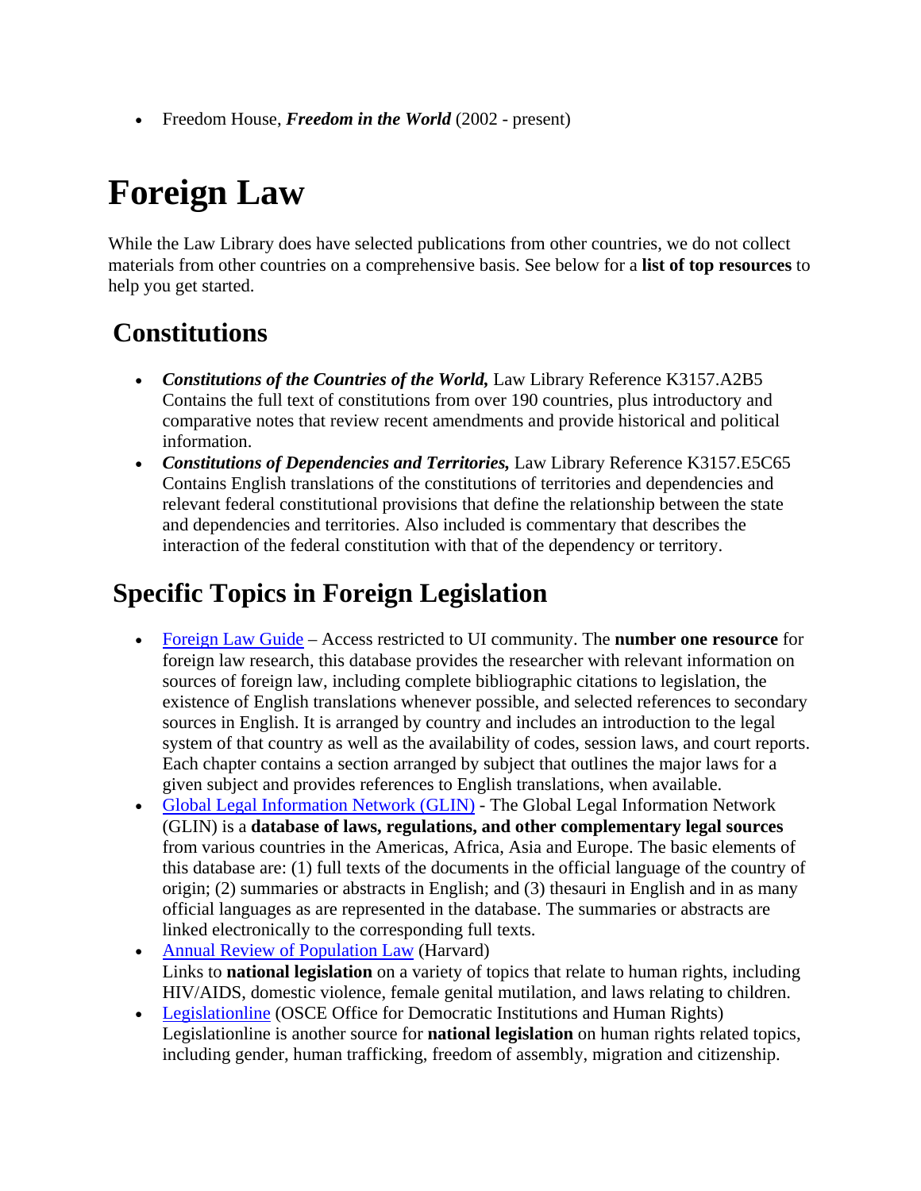- Freedom House, ***Freedom in the World*** (2002 - present)

# Foreign Law

While the Law Library does have selected publications from other countries, we do not collect materials from other countries on a comprehensive basis. See below for a **list of top resources** to help you get started.

## Constitutions

- ***Constitutions of the Countries of the World,*** Law Library Reference K3157.A2B5 Contains the full text of constitutions from over 190 countries, plus introductory and comparative notes that review recent amendments and provide historical and political information.
- ***Constitutions of Dependencies and Territories,*** Law Library Reference K3157.E5C65 Contains English translations of the constitutions of territories and dependencies and relevant federal constitutional provisions that define the relationship between the state and dependencies and territories. Also included is commentary that describes the interaction of the federal constitution with that of the dependency or territory.

## Specific Topics in Foreign Legislation

- Foreign Law Guide – Access restricted to UI community. The **number one resource** for foreign law research, this database provides the researcher with relevant information on sources of foreign law, including complete bibliographic citations to legislation, the existence of English translations whenever possible, and selected references to secondary sources in English. It is arranged by country and includes an introduction to the legal system of that country as well as the availability of codes, session laws, and court reports. Each chapter contains a section arranged by subject that outlines the major laws for a given subject and provides references to English translations, when available.
- Global Legal Information Network (GLIN) - The Global Legal Information Network (GLIN) is a **database of laws, regulations, and other complementary legal sources** from various countries in the Americas, Africa, Asia and Europe. The basic elements of this database are: (1) full texts of the documents in the official language of the country of origin; (2) summaries or abstracts in English; and (3) thesauri in English and in as many official languages as are represented in the database. The summaries or abstracts are linked electronically to the corresponding full texts.
- Annual Review of Population Law (Harvard) Links to **national legislation** on a variety of topics that relate to human rights, including HIV/AIDS, domestic violence, female genital mutilation, and laws relating to children.
- Legislationline (OSCE Office for Democratic Institutions and Human Rights) Legislationline is another source for **national legislation** on human rights related topics, including gender, human trafficking, freedom of assembly, migration and citizenship.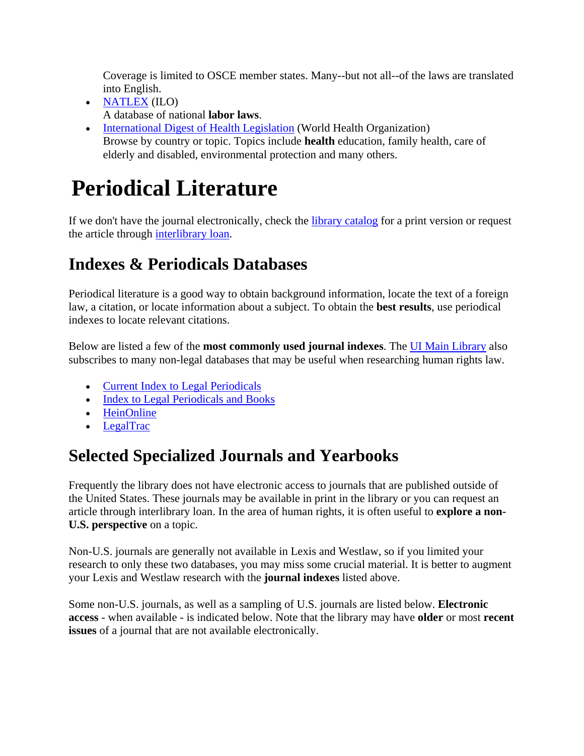Coverage is limited to OSCE member states. Many--but not all--of the laws are translated into English.

- NATLEX (ILO)
  A database of national **labor laws**.
- International Digest of Health Legislation (World Health Organization)
  Browse by country or topic. Topics include **health** education, family health, care of elderly and disabled, environmental protection and many others.

# Periodical Literature

If we don't have the journal electronically, check the library catalog for a print version or request the article through interlibrary loan.

## Indexes & Periodicals Databases

Periodical literature is a good way to obtain background information, locate the text of a foreign law, a citation, or locate information about a subject. To obtain the **best results**, use periodical indexes to locate relevant citations.

Below are listed a few of the **most commonly used journal indexes**. The UI Main Library also subscribes to many non-legal databases that may be useful when researching human rights law.

- Current Index to Legal Periodicals
- Index to Legal Periodicals and Books
- HeinOnline
- LegalTrac

## Selected Specialized Journals and Yearbooks

Frequently the library does not have electronic access to journals that are published outside of the United States. These journals may be available in print in the library or you can request an article through interlibrary loan. In the area of human rights, it is often useful to **explore a non-U.S. perspective** on a topic.

Non-U.S. journals are generally not available in Lexis and Westlaw, so if you limited your research to only these two databases, you may miss some crucial material. It is better to augment your Lexis and Westlaw research with the **journal indexes** listed above.

Some non-U.S. journals, as well as a sampling of U.S. journals are listed below. **Electronic access** - when available - is indicated below. Note that the library may have **older** or most **recent issues** of a journal that are not available electronically.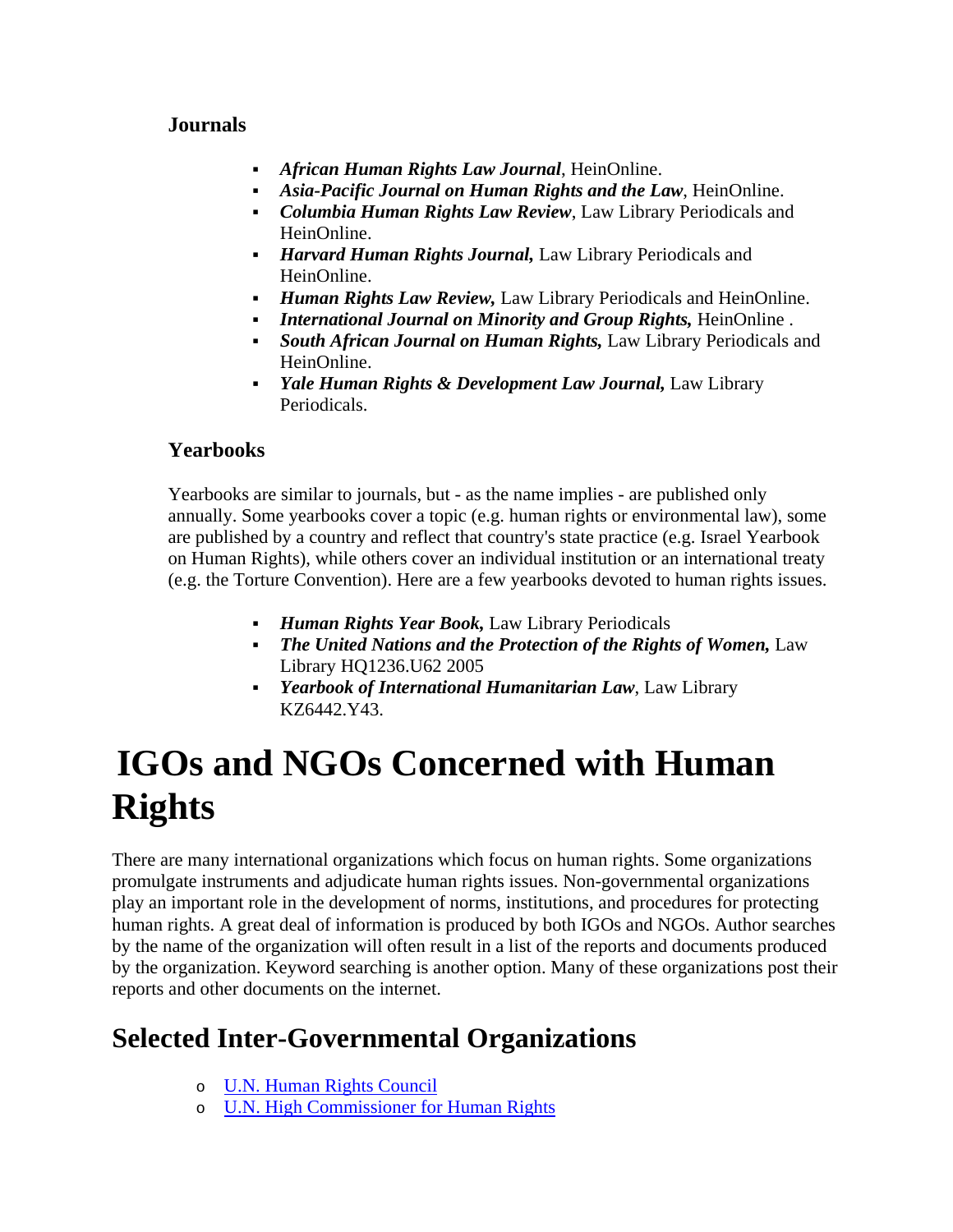### Journals

- ***African Human Rights Law Journal***, HeinOnline.
- ***Asia-Pacific Journal on Human Rights and the Law***, HeinOnline.
- ***Columbia Human Rights Law Review***, Law Library Periodicals and HeinOnline.
- ***Harvard Human Rights Journal,*** Law Library Periodicals and HeinOnline.
- ***Human Rights Law Review,*** Law Library Periodicals and HeinOnline.
- ***International Journal on Minority and Group Rights,*** HeinOnline .
- ***South African Journal on Human Rights,*** Law Library Periodicals and HeinOnline.
- ***Yale Human Rights & Development Law Journal,*** Law Library Periodicals.

### Yearbooks

Yearbooks are similar to journals, but - as the name implies - are published only annually. Some yearbooks cover a topic (e.g. human rights or environmental law), some are published by a country and reflect that country's state practice (e.g. Israel Yearbook on Human Rights), while others cover an individual institution or an international treaty (e.g. the Torture Convention). Here are a few yearbooks devoted to human rights issues.

- ***Human Rights Year Book,*** Law Library Periodicals
- ***The United Nations and the Protection of the Rights of Women,*** Law Library HQ1236.U62 2005
- ***Yearbook of International Humanitarian Law***, Law Library KZ6442.Y43.

# IGOs and NGOs Concerned with Human Rights

There are many international organizations which focus on human rights. Some organizations promulgate instruments and adjudicate human rights issues. Non-governmental organizations play an important role in the development of norms, institutions, and procedures for protecting human rights. A great deal of information is produced by both IGOs and NGOs. Author searches by the name of the organization will often result in a list of the reports and documents produced by the organization. Keyword searching is another option. Many of these organizations post their reports and other documents on the internet.

## Selected Inter-Governmental Organizations

- U.N. Human Rights Council
- U.N. High Commissioner for Human Rights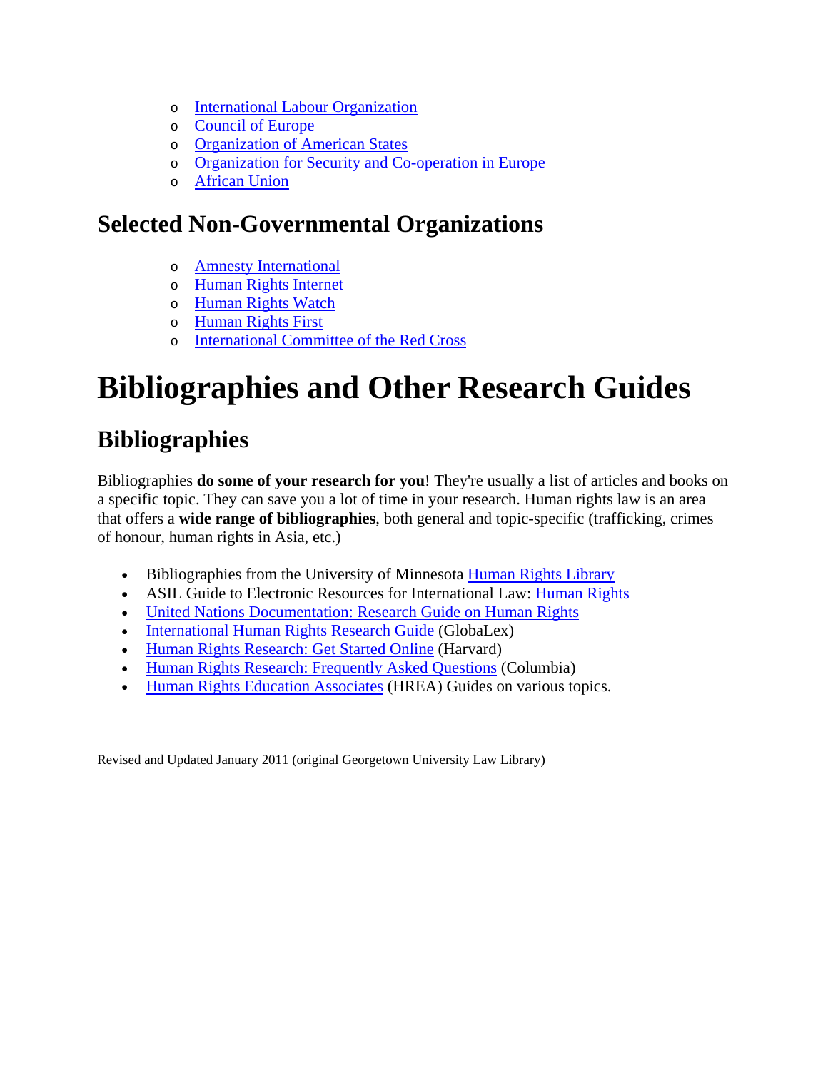- International Labour Organization
- Council of Europe
- Organization of American States
- Organization for Security and Co-operation in Europe
- African Union

## Selected Non-Governmental Organizations

- Amnesty International
- Human Rights Internet
- Human Rights Watch
- Human Rights First
- International Committee of the Red Cross

# Bibliographies and Other Research Guides

## Bibliographies

Bibliographies **do some of your research for you**! They're usually a list of articles and books on a specific topic. They can save you a lot of time in your research. Human rights law is an area that offers a **wide range of bibliographies**, both general and topic-specific (trafficking, crimes of honour, human rights in Asia, etc.)

- Bibliographies from the University of Minnesota Human Rights Library
- ASIL Guide to Electronic Resources for International Law: Human Rights
- United Nations Documentation: Research Guide on Human Rights
- International Human Rights Research Guide (GlobaLex)
- Human Rights Research: Get Started Online (Harvard)
- Human Rights Research: Frequently Asked Questions (Columbia)
- Human Rights Education Associates (HREA) Guides on various topics.

Revised and Updated January 2011 (original Georgetown University Law Library)